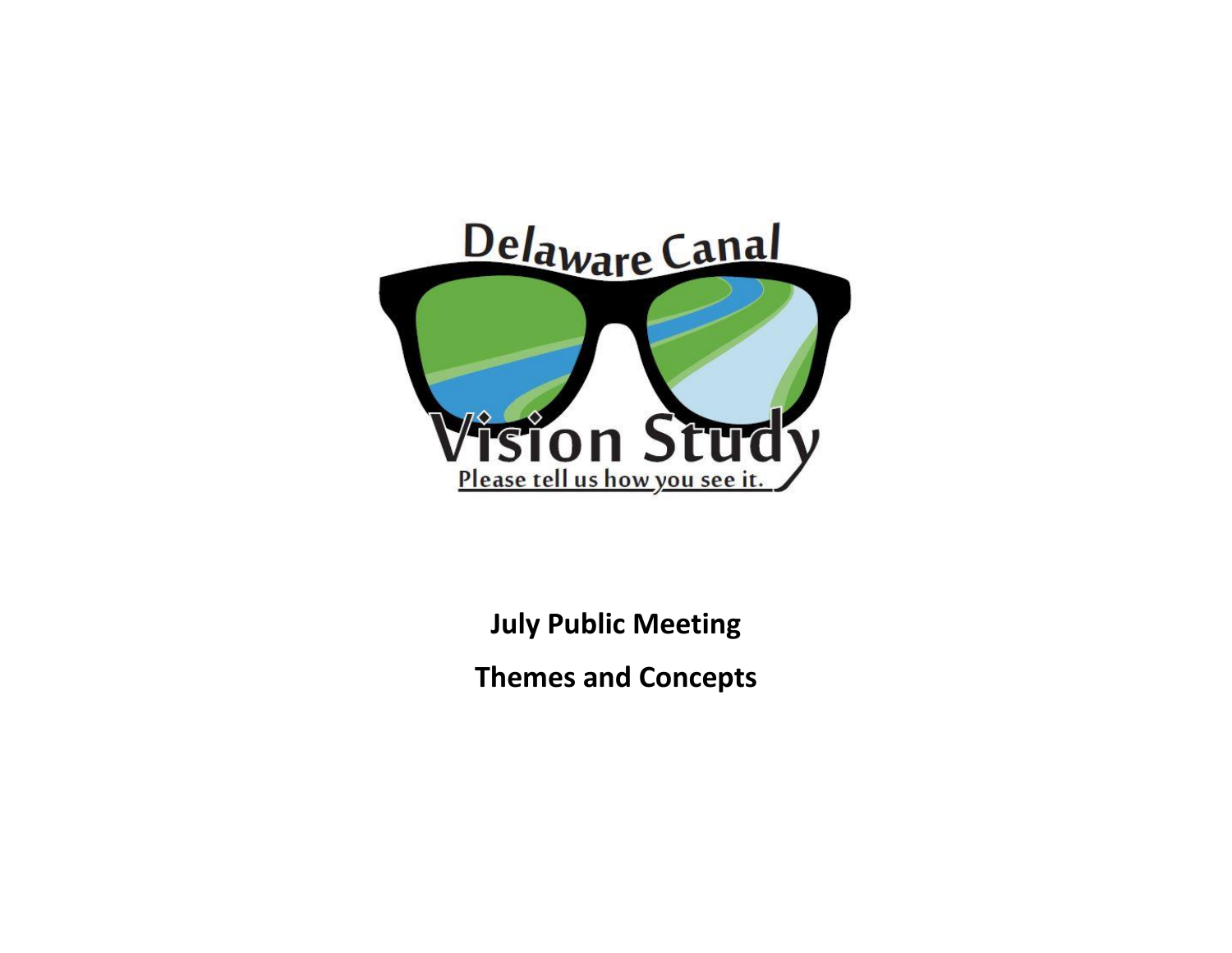Delaware Canal

Vision Study

Please tell us how you see it.

**July Public Meeting**

**Themes and Concepts**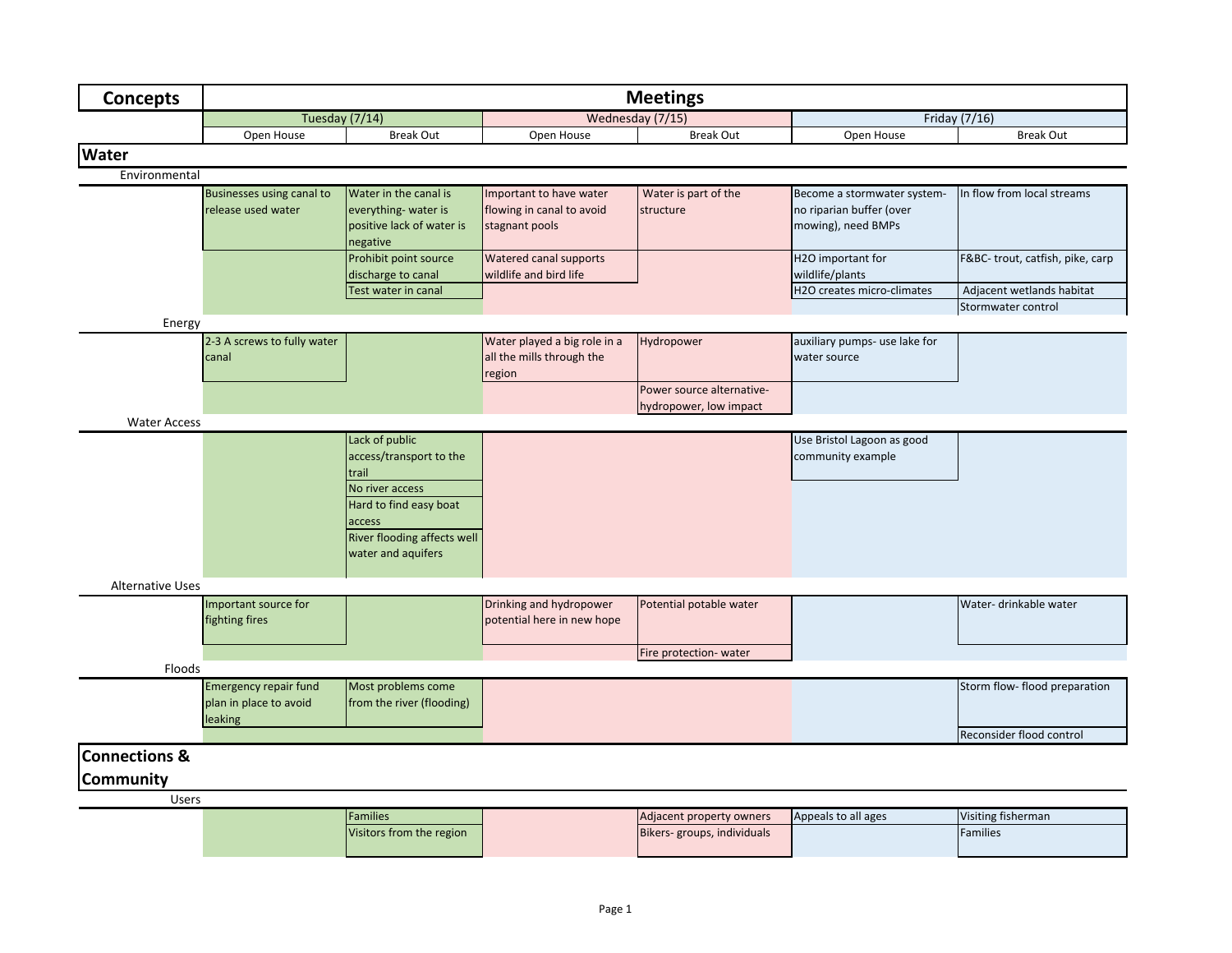| Concepts | Meetings | | | | | |
|---|---|---|---|---|---|---|
| | Tuesday (7/14) | | Wednesday (7/15) | | Friday (7/16) | |
| | Open House | Break Out | Open House | Break Out | Open House | Break Out |
| **Water** | | | | | | |
| Environmental | | | | | | |
| | Businesses using canal to release used water | Water in the canal is everything- water is positive lack of water is negative | Important to have water flowing in canal to avoid stagnant pools | Water is part of the structure | Become a stormwater system- no riparian buffer (over mowing), need BMPs | In flow from local streams |
| | | Prohibit point source discharge to canal | Watered canal supports wildlife and bird life | | H2O important for wildlife/plants | F&BC- trout, catfish, pike, carp |
| | | Test water in canal | | | H2O creates micro-climates | Adjacent wetlands habitat |
| | | | | | | Stormwater control |
| Energy | | | | | | |
| | 2-3 A screws to fully water canal | | Water played a big role in a all the mills through the region | Hydropower | auxiliary pumps- use lake for water source | |
| | | | | Power source alternative- hydropower, low impact | | |
| Water Access | | | | | | |
| | | Lack of public access/transport to the trail | | | Use Bristol Lagoon as good community example | |
| | | No river access | | | | |
| | | Hard to find easy boat access | | | | |
| | | River flooding affects well water and aquifers | | | | |
| Alternative Uses | | | | | | |
| | Important source for fighting fires | | Drinking and hydropower potential here in new hope | Potential potable water | | Water- drinkable water |
| | | | | Fire protection- water | | |
| Floods | | | | | | |
| | Emergency repair fund plan in place to avoid leaking | Most problems come from the river (flooding) | | | | Storm flow- flood preparation |
| | | | | | | Reconsider flood control |
| **Connections & Community** | | | | | | |
| Users | | | | | | |
| | | Families | | Adjacent property owners | Appeals to all ages | Visiting fisherman |
| | | Visitors from the region | | Bikers- groups, individuals | | Families |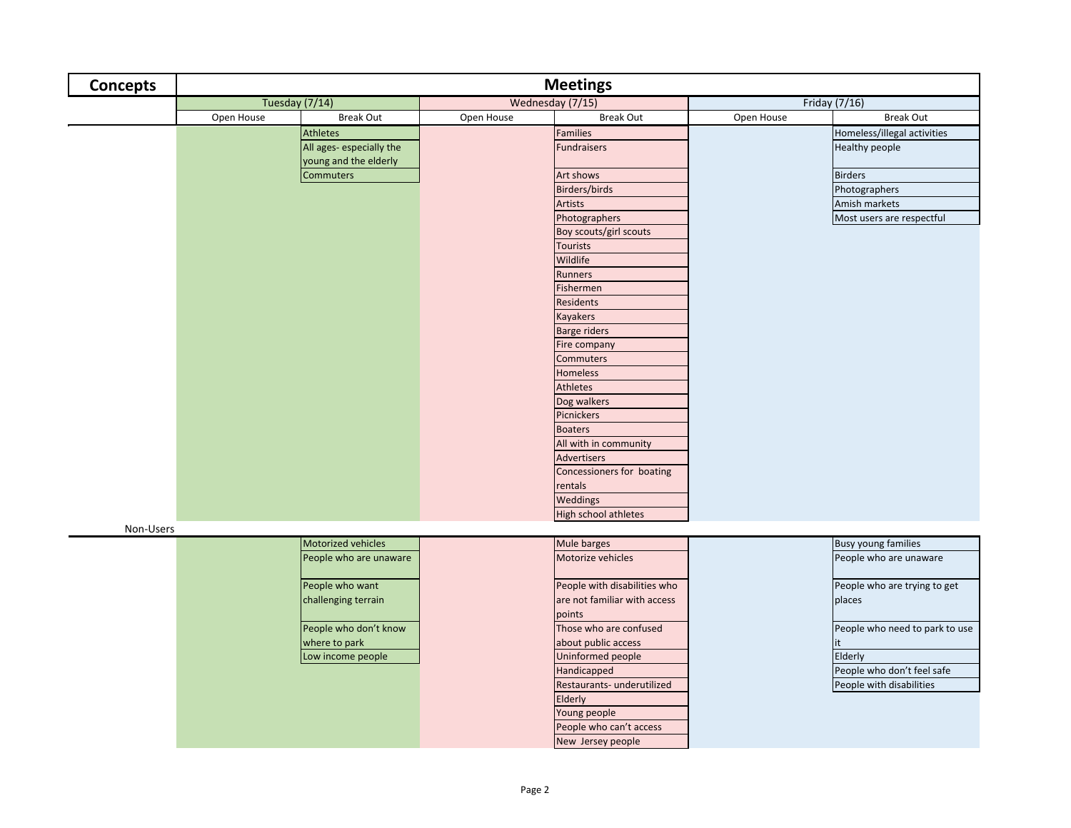| Concepts | Meetings | | | | | |
|---|---|---|---|---|---|---|
| | Tuesday (7/14) | | Wednesday (7/15) | | Friday (7/16) | |
| | Open House | Break Out | Open House | Break Out | Open House | Break Out |
| | | Athletes | | Families | | Homeless/illegal activities |
| | | All ages- especially the young and the elderly | | Fundraisers | | Healthy people |
| | | Commuters | | Art shows | | Birders |
| | | | | Birders/birds | | Photographers |
| | | | | Artists | | Amish markets |
| | | | | Photographers | | Most users are respectful |
| | | | | Boy scouts/girl scouts | | |
| | | | | Tourists | | |
| | | | | Wildlife | | |
| | | | | Runners | | |
| | | | | Fishermen | | |
| | | | | Residents | | |
| | | | | Kayakers | | |
| | | | | Barge riders | | |
| | | | | Fire company | | |
| | | | | Commuters | | |
| | | | | Homeless | | |
| | | | | Athletes | | |
| | | | | Dog walkers | | |
| | | | | Picnickers | | |
| | | | | Boaters | | |
| | | | | All with in community | | |
| | | | | Advertisers | | |
| | | | | Concessioners for boating rentals | | |
| | | | | Weddings | | |
| | | | | High school athletes | | |
| Non-Users | | | | | | |
| | | Motorized vehicles | | Mule barges | | Busy young families |
| | | People who are unaware | | Motorize vehicles | | People who are unaware |
| | | People who want challenging terrain | | People with disabilities who are not familiar with access points | | People who are trying to get places |
| | | People who don't know where to park | | Those who are confused about public access | | People who need to park to use it |
| | | Low income people | | Uninformed people | | Elderly |
| | | | | Handicapped | | People who don't feel safe |
| | | | | Restaurants- underutilized | | People with disabilities |
| | | | | Elderly | | |
| | | | | Young people | | |
| | | | | People who can't access | | |
| | | | | New Jersey people | | |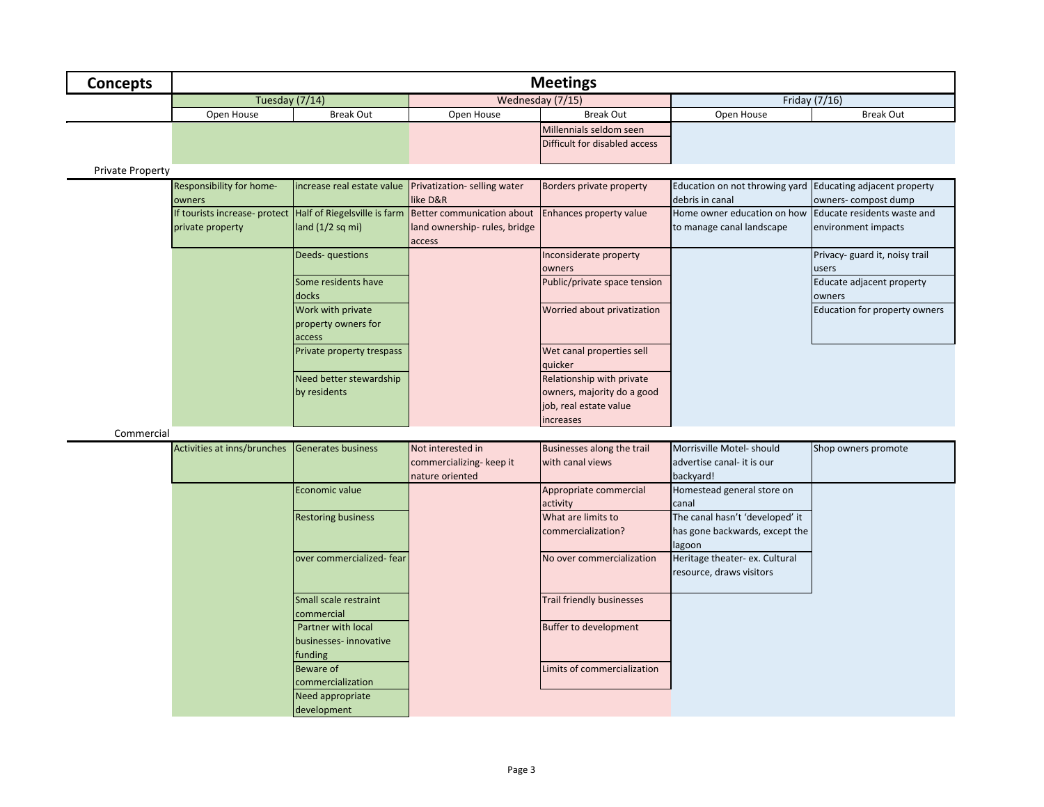| Concepts | Meetings | | | | | |
|---|---|---|---|---|---|---|
| | Tuesday (7/14) | | Wednesday (7/15) | | Friday (7/16) | |
| | Open House | Break Out | Open House | Break Out | Open House | Break Out |
| | | | | Millennials seldom seen | | |
| | | | | Difficult for disabled access | | |
| Private Property | | | | | | |
| | Responsibility for home-owners | increase real estate value | Privatization- selling water like D&R | Borders private property | Education on not throwing yard debris in canal | Educating adjacent property owners- compost dump |
| | If tourists increase- protect private property | Half of Riegelsville is farm land (1/2 sq mi) | Better communication about land ownership- rules, bridge access | Enhances property value | Home owner education on how to manage canal landscape | Educate residents waste and environment impacts |
| | | Deeds- questions | | Inconsiderate property owners | | Privacy- guard it, noisy trail users |
| | | Some residents have docks | | Public/private space tension | | Educate adjacent property owners |
| | | Work with private property owners for access | | Worried about privatization | | Education for property owners |
| | | Private property trespass | | Wet canal properties sell quicker | | |
| | | Need better stewardship by residents | | Relationship with private owners, majority do a good job, real estate value increases | | |
| Commercial | | | | | | |
| | Activities at inns/brunches | Generates business | Not interested in commercializing- keep it nature oriented | Businesses along the trail with canal views | Morrisville Motel- should advertise canal- it is our backyard! | Shop owners promote |
| | | Economic value | | Appropriate commercial activity | Homestead general store on canal | |
| | | Restoring business | | What are limits to commercialization? | The canal hasn't 'developed' it has gone backwards, except the lagoon | |
| | | over commercialized- fear | | No over commercialization | Heritage theater- ex. Cultural resource, draws visitors | |
| | | Small scale restraint commercial | | Trail friendly businesses | | |
| | | Partner with local businesses- innovative funding | | Buffer to development | | |
| | | Beware of commercialization | | Limits of commercialization | | |
| | | Need appropriate development | | | | |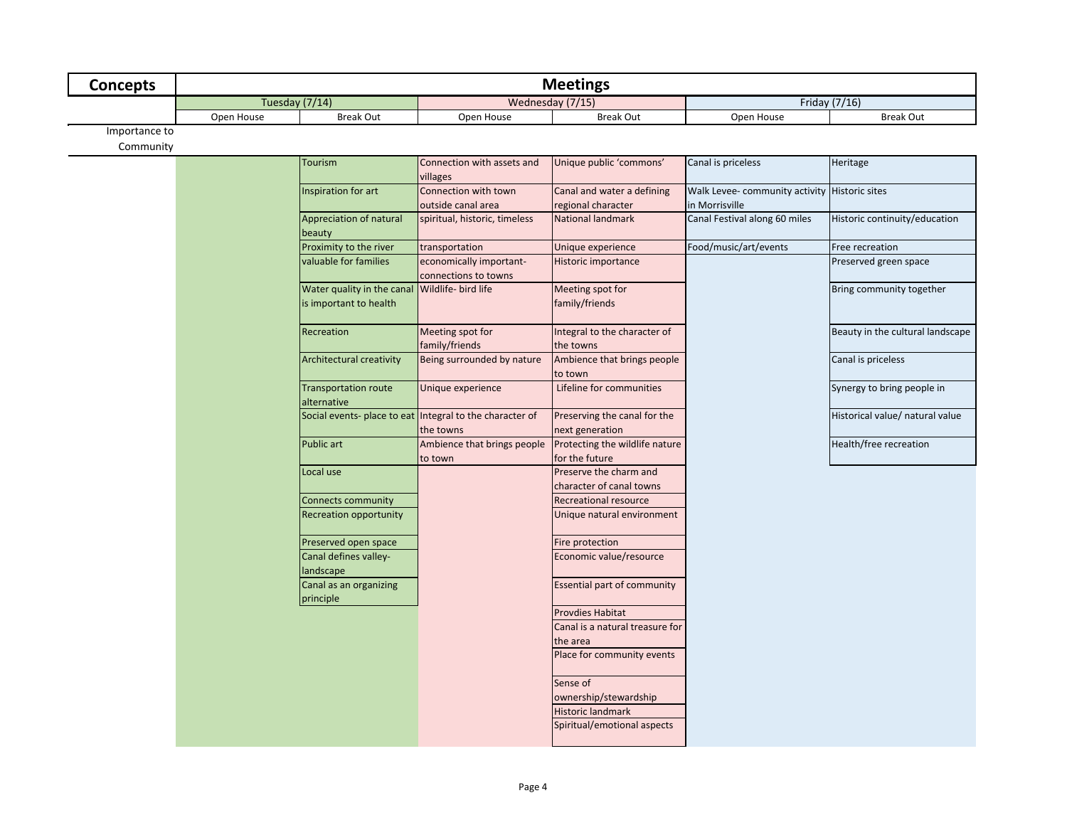| Concepts | Meetings | | | | | |
|---|---|---|---|---|---|---|
| | Tuesday (7/14) | | Wednesday (7/15) | | Friday (7/16) | |
| | Open House | Break Out | Open House | Break Out | Open House | Break Out |
| Importance to Community | | | | | | |
| | | Tourism | Connection with assets and villages | Unique public 'commons' | Canal is priceless | Heritage |
| | | Inspiration for art | Connection with town outside canal area | Canal and water a defining regional character | Walk Levee- community activity in Morrisville | Historic sites |
| | | Appreciation of natural beauty | spiritual, historic, timeless | National landmark | Canal Festival along 60 miles | Historic continuity/education |
| | | Proximity to the river | transportation | Unique experience | Food/music/art/events | Free recreation |
| | | valuable for families | economically important- connections to towns | Historic importance | | Preserved green space |
| | | Water quality in the canal is important to health | Wildlife- bird life | Meeting spot for family/friends | | Bring community together |
| | | Recreation | Meeting spot for family/friends | Integral to the character of the towns | | Beauty in the cultural landscape |
| | | Architectural creativity | Being surrounded by nature | Ambience that brings people to town | | Canal is priceless |
| | | Transportation route alternative | Unique experience | Lifeline for communities | | Synergy to bring people in |
| | | Social events- place to eat | Integral to the character of the towns | Preserving the canal for the next generation | | Historical value/ natural value |
| | | Public art | Ambience that brings people to town | Protecting the wildlife nature for the future | | Health/free recreation |
| | | Local use | | Preserve the charm and character of canal towns | | |
| | | Connects community | | Recreational resource | | |
| | | Recreation opportunity | | Unique natural environment | | |
| | | Preserved open space | | Fire protection | | |
| | | Canal defines valley-landscape | | Economic value/resource | | |
| | | Canal as an organizing principle | | Essential part of community | | |
| | | | | Provdies Habitat | | |
| | | | | Canal is a natural treasure for the area | | |
| | | | | Place for community events | | |
| | | | | Sense of ownership/stewardship | | |
| | | | | Historic landmark | | |
| | | | | Spiritual/emotional aspects | | |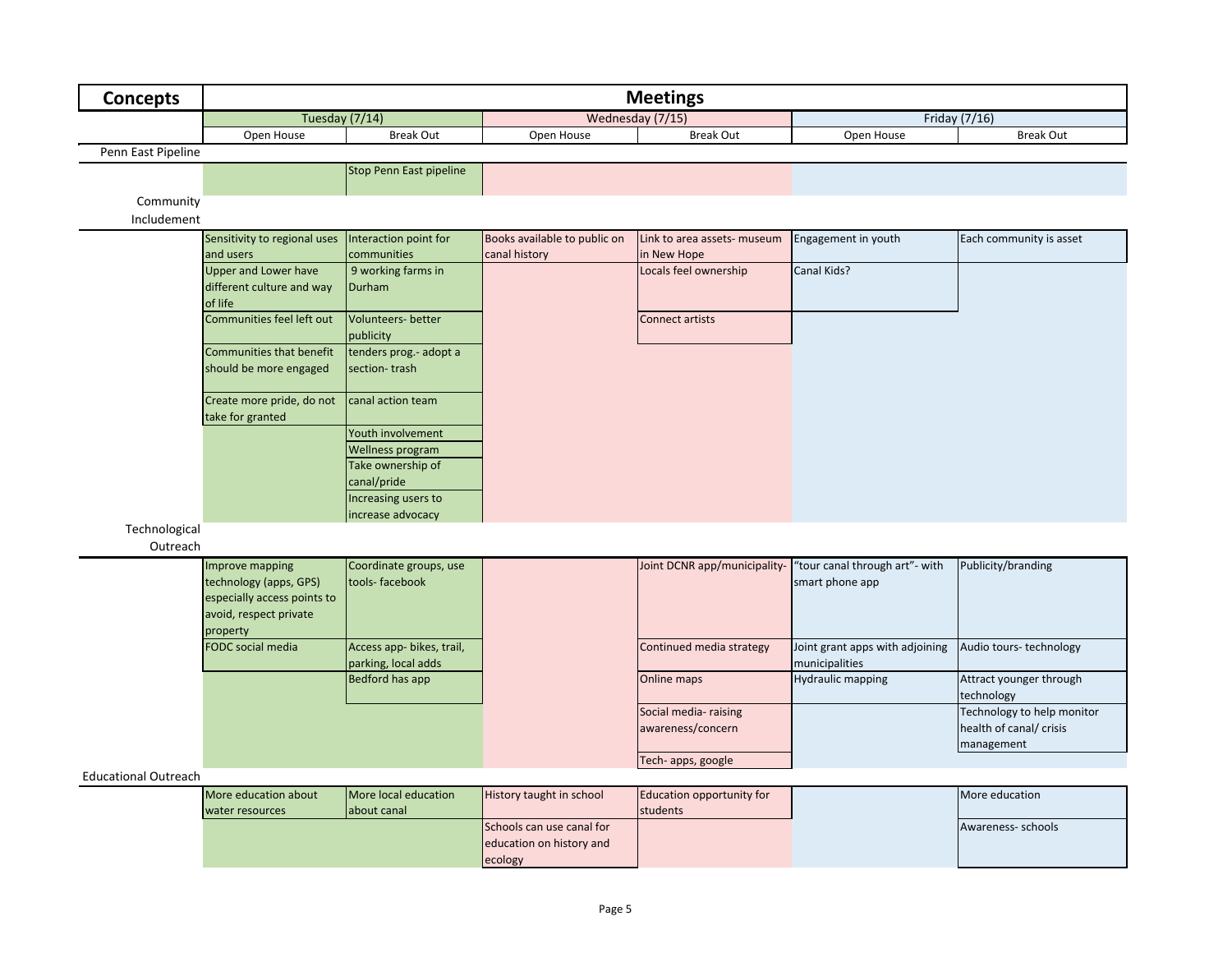| Concepts | Meetings | | | | | |
|---|---|---|---|---|---|---|
| | Tuesday (7/14) | | Wednesday (7/15) | | Friday (7/16) | |
| | Open House | Break Out | Open House | Break Out | Open House | Break Out |
| Penn East Pipeline | | | | | | |
| | | Stop Penn East pipeline | | | | |
| Community Includement | | | | | | |
| | Sensitivity to regional uses and users | Interaction point for communities | Books available to public on canal history | Link to area assets- museum in New Hope | Engagement in youth | Each community is asset |
| | Upper and Lower have different culture and way of life | 9 working farms in Durham | | Locals feel ownership | Canal Kids? | |
| | Communities feel left out | Volunteers- better publicity | | Connect artists | | |
| | Communities that benefit should be more engaged | tenders prog.- adopt a section- trash | | | | |
| | Create more pride, do not take for granted | canal action team | | | | |
| | | Youth involvement | | | | |
| | | Wellness program | | | | |
| | | Take ownership of canal/pride | | | | |
| | | Increasing users to increase advocacy | | | | |
| Technological Outreach | | | | | | |
| | Improve mapping technology (apps, GPS) especially access points to avoid, respect private property | Coordinate groups, use tools- facebook | | Joint DCNR app/municipality- | "tour canal through art"- with smart phone app | Publicity/branding |
| | FODC social media | Access app- bikes, trail, parking, local adds | | Continued media strategy | Joint grant apps with adjoining municipalities | Audio tours- technology |
| | | Bedford has app | | Online maps | Hydraulic mapping | Attract younger through technology |
| | | | | Social media- raising awareness/concern | | Technology to help monitor health of canal/ crisis management |
| | | | | Tech- apps, google | | |
| Educational Outreach | | | | | | |
| | More education about water resources | More local education about canal | History taught in school | Education opportunity for students | | More education |
| | | | Schools can use canal for education on history and ecology | | | Awareness- schools |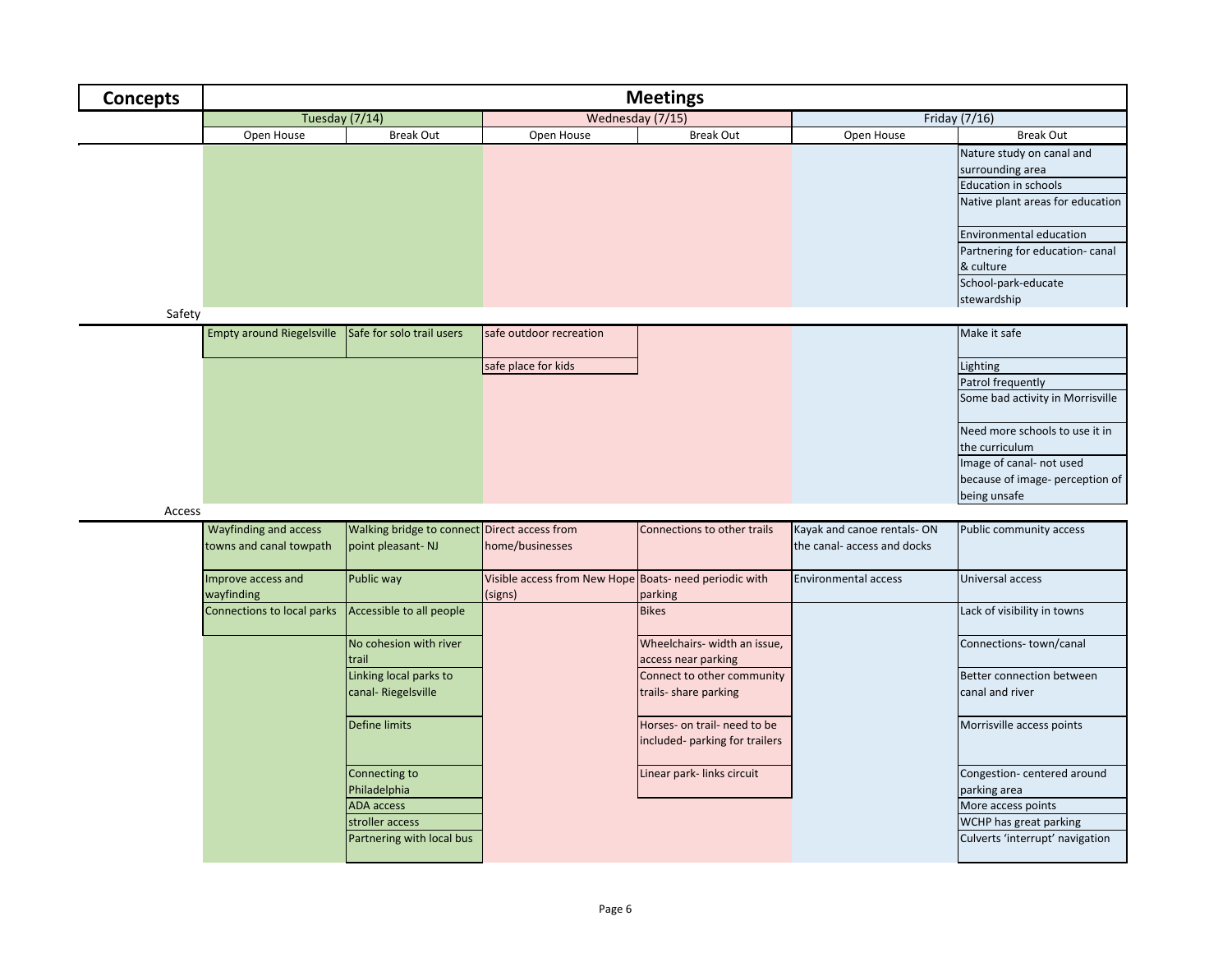| Concepts | Meetings | | | | | |
|---|---|---|---|---|---|---|
| | Tuesday (7/14) | | Wednesday (7/15) | | Friday (7/16) | |
| | Open House | Break Out | Open House | Break Out | Open House | Break Out |
| | | | | | | Nature study on canal and surrounding area |
| | | | | | | Education in schools |
| | | | | | | Native plant areas for education |
| | | | | | | Environmental education |
| | | | | | | Partnering for education- canal & culture |
| | | | | | | School-park-educate stewardship |
| Safety | | | | | | |
| | Empty around Riegelsville | Safe for solo trail users | safe outdoor recreation | | | Make it safe |
| | | | safe place for kids | | | Lighting |
| | | | | | | Patrol frequently |
| | | | | | | Some bad activity in Morrisville |
| | | | | | | Need more schools to use it in the curriculum |
| | | | | | | Image of canal- not used because of image- perception of being unsafe |
| Access | | | | | | |
| | Wayfinding and access towns and canal towpath | Walking bridge to connect point pleasant- NJ | Direct access from home/businesses | Connections to other trails | Kayak and canoe rentals- ON the canal- access and docks | Public community access |
| | Improve access and wayfinding | Public way | Visible access from New Hope (signs) | Boats- need periodic with parking | Environmental access | Universal access |
| | Connections to local parks | Accessible to all people | | Bikes | | Lack of visibility in towns |
| | | No cohesion with river trail | | Wheelchairs- width an issue, access near parking | | Connections- town/canal |
| | | Linking local parks to canal- Riegelsville | | Connect to other community trails- share parking | | Better connection between canal and river |
| | | Define limits | | Horses- on trail- need to be included- parking for trailers | | Morrisville access points |
| | | Connecting to Philadelphia | | Linear park- links circuit | | Congestion- centered around parking area |
| | | ADA access | | | | More access points |
| | | stroller access | | | | WCHP has great parking |
| | | Partnering with local bus | | | | Culverts 'interrupt' navigation |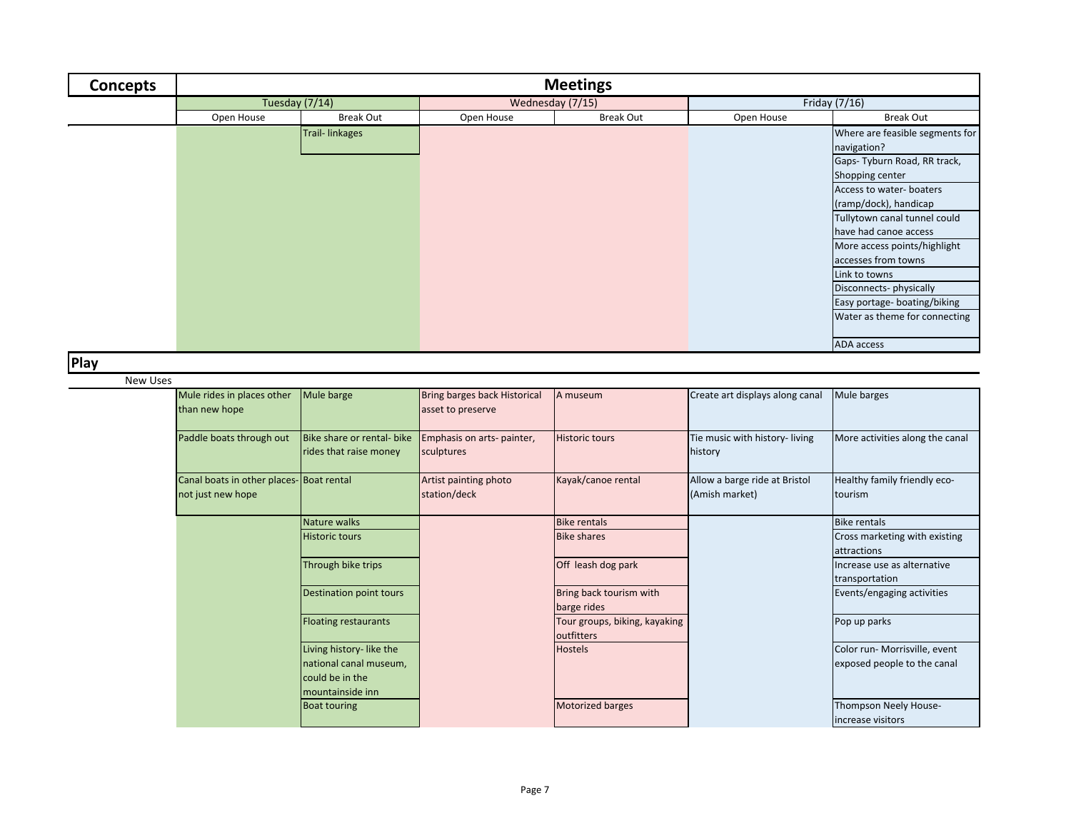| Concepts | Meetings | | | | | |
|---|---|---|---|---|---|---|
| | Tuesday (7/14) | | Wednesday (7/15) | | Friday (7/16) | |
| | Open House | Break Out | Open House | Break Out | Open House | Break Out |
| | | Trail- linkages | | | | Where are feasible segments for navigation? |
| | | | | | | Gaps- Tyburn Road, RR track, Shopping center |
| | | | | | | Access to water- boaters (ramp/dock), handicap |
| | | | | | | Tullytown canal tunnel could have had canoe access |
| | | | | | | More access points/highlight accesses from towns |
| | | | | | | Link to towns |
| | | | | | | Disconnects- physically |
| | | | | | | Easy portage- boating/biking |
| | | | | | | Water as theme for connecting |
| | | | | | | ADA access |
| **Play** | | | | | | |
| New Uses | | | | | | |
| | Mule rides in places other than new hope | Mule barge | Bring barges back Historical asset to preserve | A museum | Create art displays along canal | Mule barges |
| | Paddle boats through out | Bike share or rental- bike rides that raise money | Emphasis on arts- painter, sculptures | Historic tours | Tie music with history- living history | More activities along the canal |
| | Canal boats in other places- not just new hope | Boat rental | Artist painting photo station/deck | Kayak/canoe rental | Allow a barge ride at Bristol (Amish market) | Healthy family friendly eco-tourism |
| | | Nature walks | | Bike rentals | | Bike rentals |
| | | Historic tours | | Bike shares | | Cross marketing with existing attractions |
| | | Through bike trips | | Off leash dog park | | Increase use as alternative transportation |
| | | Destination point tours | | Bring back tourism with barge rides | | Events/engaging activities |
| | | Floating restaurants | | Tour groups, biking, kayaking outfitters | | Pop up parks |
| | | Living history- like the national canal museum, could be in the mountainside inn | | Hostels | | Color run- Morrisville, event exposed people to the canal |
| | | Boat touring | | Motorized barges | | Thompson Neely House- increase visitors |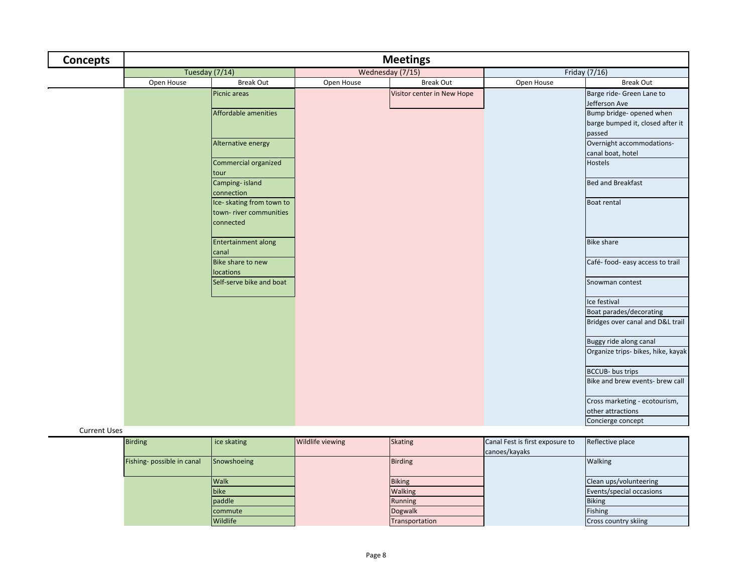| Concepts | Meetings | | | | | |
|---|---|---|---|---|---|---|
| | Tuesday (7/14) | | Wednesday (7/15) | | Friday (7/16) | |
| | Open House | Break Out | Open House | Break Out | Open House | Break Out |
| | | Picnic areas | | Visitor center in New Hope | | Barge ride- Green Lane to Jefferson Ave |
| | | Affordable amenities | | | | Bump bridge- opened when barge bumped it, closed after it passed |
| | | Alternative energy | | | | Overnight accommodations- canal boat, hotel |
| | | Commercial organized tour | | | | Hostels |
| | | Camping- island connection | | | | Bed and Breakfast |
| | | Ice- skating from town to town- river communities connected | | | | Boat rental |
| | | Entertainment along canal | | | | Bike share |
| | | Bike share to new locations | | | | Café- food- easy access to trail |
| | | Self-serve bike and boat | | | | Snowman contest |
| | | | | | | Ice festival |
| | | | | | | Boat parades/decorating |
| | | | | | | Bridges over canal and D&L trail |
| | | | | | | Buggy ride along canal |
| | | | | | | Organize trips- bikes, hike, kayak |
| | | | | | | BCCUB- bus trips |
| | | | | | | Bike and brew events- brew call |
| | | | | | | Cross marketing - ecotourism, other attractions |
| | | | | | | Concierge concept |
| Current Uses | | | | | | |
| | Birding | ice skating | Wildlife viewing | Skating | Canal Fest is first exposure to canoes/kayaks | Reflective place |
| | Fishing- possible in canal | Snowshoeing | | Birding | | Walking |
| | | Walk | | Biking | | Clean ups/volunteering |
| | | bike | | Walking | | Events/special occasions |
| | | paddle | | Running | | Biking |
| | | commute | | Dogwalk | | Fishing |
| | | Wildlife | | Transportation | | Cross country skiing |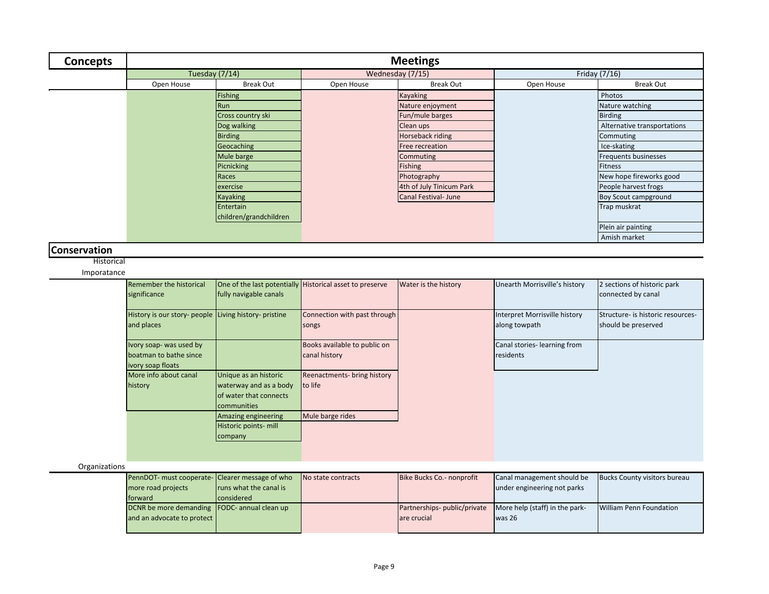| Concepts | Meetings | | | | | |
|---|---|---|---|---|---|---|
| | Tuesday (7/14) | | Wednesday (7/15) | | Friday (7/16) | |
| | Open House | Break Out | Open House | Break Out | Open House | Break Out |
| | | Fishing | | Kayaking | | Photos |
| | | Run | | Nature enjoyment | | Nature watching |
| | | Cross country ski | | Fun/mule barges | | Birding |
| | | Dog walking | | Clean ups | | Alternative transportations |
| | | Birding | | Horseback riding | | Commuting |
| | | Geocaching | | Free recreation | | Ice-skating |
| | | Mule barge | | Commuting | | Frequents businesses |
| | | Picnicking | | Fishing | | Fitness |
| | | Races | | Photography | | New hope fireworks good |
| | | exercise | | 4th of July Tinicum Park | | People harvest frogs |
| | | Kayaking | | Canal Festival- June | | Boy Scout campground |
| | | Entertain children/grandchildren | | | | Trap muskrat |
| | | | | | | Plein air painting |
| | | | | | | Amish market |
| **Conservation** | | | | | | |
| Historical Imporatance | | | | | | |
| | Remember the historical significance | One of the last potentially fully navigable canals | Historical asset to preserve | Water is the history | Unearth Morrisville's history | 2 sections of historic park connected by canal |
| | History is our story- people and places | Living history- pristine | Connection with past through songs | | Interpret Morrisville history along towpath | Structure- is historic resources- should be preserved |
| | Ivory soap- was used by boatman to bathe since ivory soap floats | | Books available to public on canal history | | Canal stories- learning from residents | |
| | More info about canal history | Unique as an historic waterway and as a body of water that connects communities | Reenactments- bring history to life | | | |
| | | Amazing engineering | Mule barge rides | | | |
| | | Historic points- mill company | | | | |
| Organizations | | | | | | |
| | PennDOT- must cooperate- more road projects forward | Clearer message of who runs what the canal is considered | No state contracts | Bike Bucks Co.- nonprofit | Canal management should be under engineering not parks | Bucks County visitors bureau |
| | DCNR be more demanding and an advocate to protect | FODC- annual clean up | | Partnerships- public/private are crucial | More help (staff) in the park- was 26 | William Penn Foundation |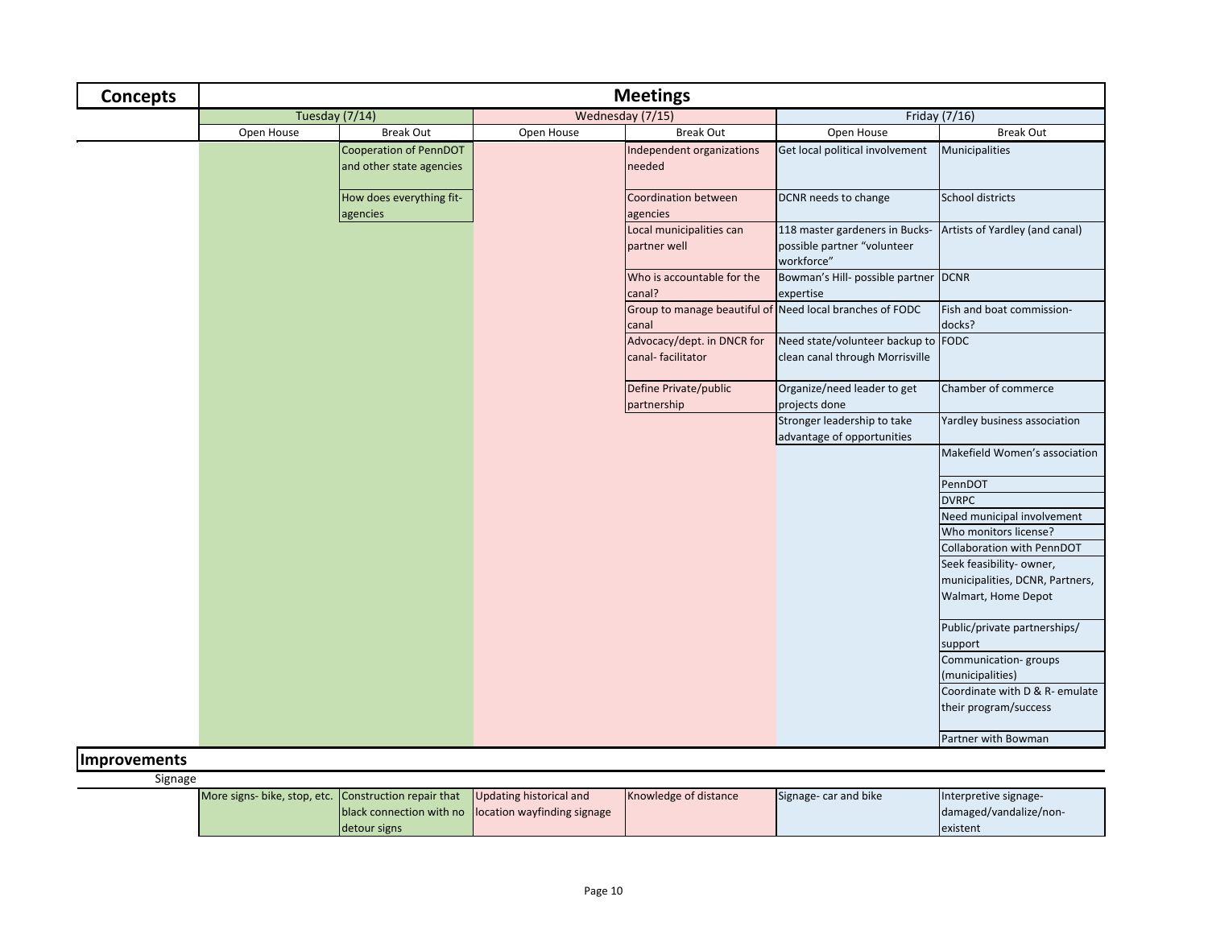| Concepts | Meetings | | | | | |
|---|---|---|---|---|---|---|
| | Tuesday (7/14) | | Wednesday (7/15) | | Friday (7/16) | |
| | Open House | Break Out | Open House | Break Out | Open House | Break Out |
| | | Cooperation of PennDOT and other state agencies | | Independent organizations needed | Get local political involvement | Municipalities |
| | | How does everything fit- agencies | | Coordination between agencies | DCNR needs to change | School districts |
| | | | | Local municipalities can partner well | 118 master gardeners in Bucks- possible partner "volunteer workforce" | Artists of Yardley (and canal) |
| | | | | Who is accountable for the canal? | Bowman's Hill- possible partner expertise | DCNR |
| | | | | Group to manage beautiful of canal | Need local branches of FODC | Fish and boat commission- docks? |
| | | | | Advocacy/dept. in DNCR for canal- facilitator | Need state/volunteer backup to clean canal through Morrisville | FODC |
| | | | | Define Private/public partnership | Organize/need leader to get projects done | Chamber of commerce |
| | | | | | Stronger leadership to take advantage of opportunities | Yardley business association |
| | | | | | | Makefield Women's association |
| | | | | | | PennDOT |
| | | | | | | DVRPC |
| | | | | | | Need municipal involvement |
| | | | | | | Who monitors license? |
| | | | | | | Collaboration with PennDOT |
| | | | | | | Seek feasibility- owner, municipalities, DCNR, Partners, Walmart, Home Depot |
| | | | | | | Public/private partnerships/ support |
| | | | | | | Communication- groups (municipalities) |
| | | | | | | Coordinate with D & R- emulate their program/success |
| | | | | | | Partner with Bowman |
| **Improvements** | | | | | | |
| Signage | | | | | | |
| | More signs- bike, stop, etc. | Construction repair that black connection with no detour signs | Updating historical and location wayfinding signage | Knowledge of distance | Signage- car and bike | Interpretive signage- damaged/vandalize/non-existent |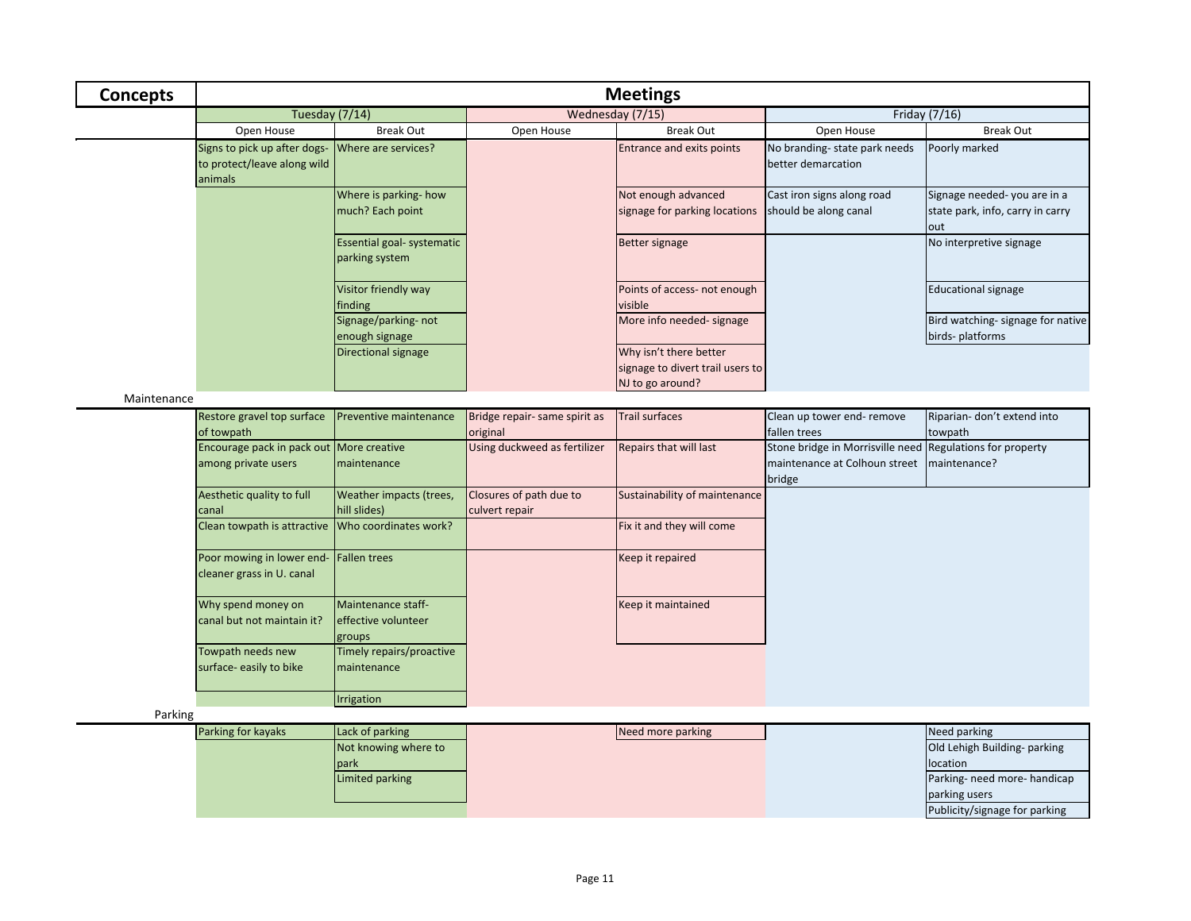| Concepts | Meetings | | | | | |
|---|---|---|---|---|---|---|
| | Tuesday (7/14) | | Wednesday (7/15) | | Friday (7/16) | |
| | Open House | Break Out | Open House | Break Out | Open House | Break Out |
| | Signs to pick up after dogs- to protect/leave along wild animals | Where are services? | | Entrance and exits points | No branding- state park needs better demarcation | Poorly marked |
| | | Where is parking- how much? Each point | | Not enough advanced signage for parking locations | Cast iron signs along road should be along canal | Signage needed- you are in a state park, info, carry in carry out |
| | | Essential goal- systematic parking system | | Better signage | | No interpretive signage |
| | | Visitor friendly way finding | | Points of access- not enough visible | | Educational signage |
| | | Signage/parking- not enough signage | | More info needed- signage | | Bird watching- signage for native birds- platforms |
| | | Directional signage | | Why isn't there better signage to divert trail users to NJ to go around? | | |
| Maintenance | | | | | | |
| | Restore gravel top surface of towpath | Preventive maintenance | Bridge repair- same spirit as original | Trail surfaces | Clean up tower end- remove fallen trees | Riparian- don't extend into towpath |
| | Encourage pack in pack out among private users | More creative maintenance | Using duckweed as fertilizer | Repairs that will last | Stone bridge in Morrisville need maintenance at Colhoun street bridge | Regulations for property maintenance? |
| | Aesthetic quality to full canal | Weather impacts (trees, hill slides) | Closures of path due to culvert repair | Sustainability of maintenance | | |
| | Clean towpath is attractive | Who coordinates work? | | Fix it and they will come | | |
| | Poor mowing in lower end- cleaner grass in U. canal | Fallen trees | | Keep it repaired | | |
| | Why spend money on canal but not maintain it? | Maintenance staff- effective volunteer groups | | Keep it maintained | | |
| | Towpath needs new surface- easily to bike | Timely repairs/proactive maintenance | | | | |
| | | Irrigation | | | | |
| Parking | | | | | | |
| | Parking for kayaks | Lack of parking | | Need more parking | | Need parking |
| | | Not knowing where to park | | | | Old Lehigh Building- parking location |
| | | Limited parking | | | | Parking- need more- handicap parking users |
| | | | | | | Publicity/signage for parking |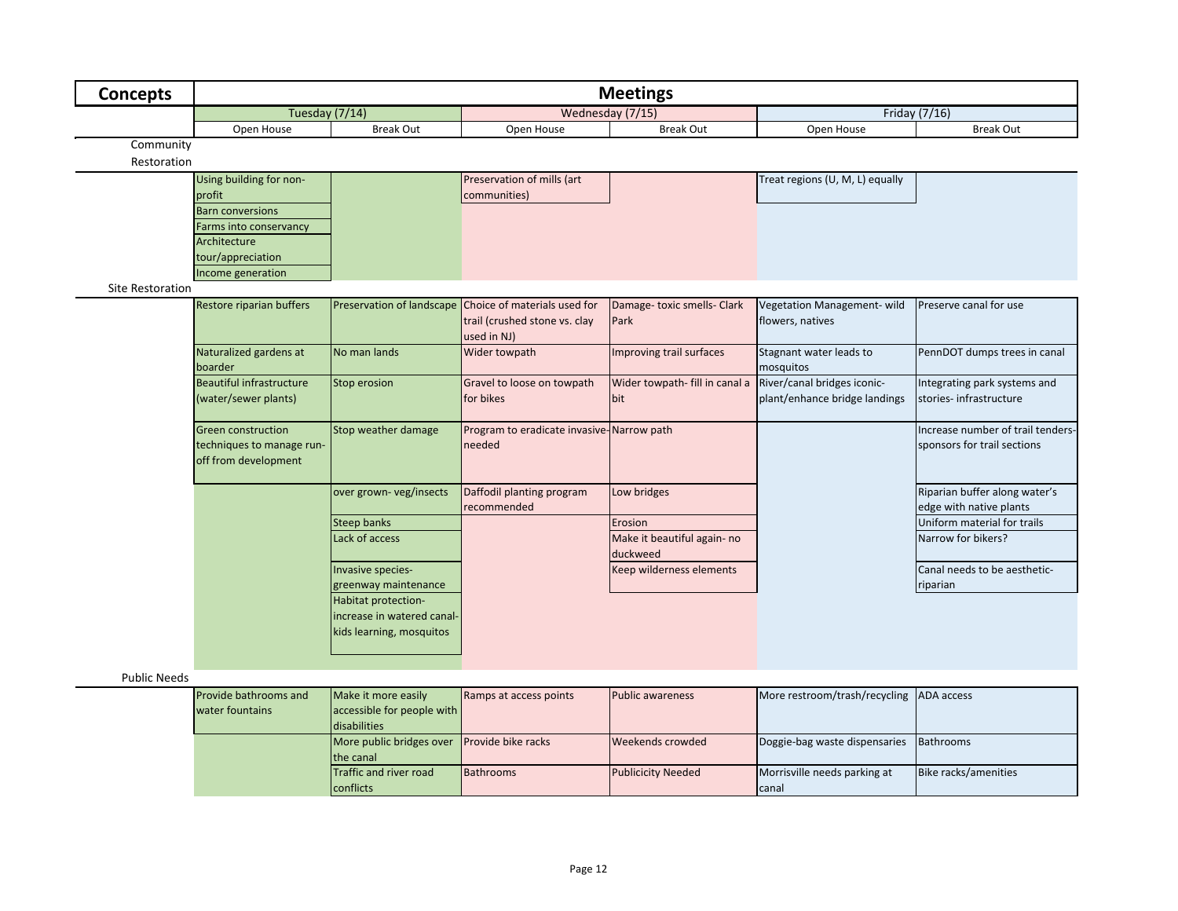| Concepts | Meetings | | | | | |
|---|---|---|---|---|---|---|
| | Tuesday (7/14) | | Wednesday (7/15) | | Friday (7/16) | |
| | Open House | Break Out | Open House | Break Out | Open House | Break Out |
| Community Restoration | | | | | | |
| | Using building for non-profit | | Preservation of mills (art communities) | | Treat regions (U, M, L) equally | |
| | Barn conversions | | | | | |
| | Farms into conservancy | | | | | |
| | Architecture tour/appreciation | | | | | |
| | Income generation | | | | | |
| Site Restoration | | | | | | |
| | Restore riparian buffers | Preservation of landscape | Choice of materials used for trail (crushed stone vs. clay used in NJ) | Damage- toxic smells- Clark Park | Vegetation Management- wild flowers, natives | Preserve canal for use |
| | Naturalized gardens at boarder | No man lands | Wider towpath | Improving trail surfaces | Stagnant water leads to mosquitos | PennDOT dumps trees in canal |
| | Beautiful infrastructure (water/sewer plants) | Stop erosion | Gravel to loose on towpath for bikes | Wider towpath- fill in canal a bit | River/canal bridges iconic- plant/enhance bridge landings | Integrating park systems and stories- infrastructure |
| | Green construction techniques to manage run-off from development | Stop weather damage | Program to eradicate invasive- needed | Narrow path | | Increase number of trail tenders- sponsors for trail sections |
| | | over grown- veg/insects | Daffodil planting program recommended | Low bridges | | Riparian buffer along water's edge with native plants |
| | | Steep banks | | Erosion | | Uniform material for trails |
| | | Lack of access | | Make it beautiful again- no duckweed | | Narrow for bikers? |
| | | Invasive species- greenway maintenance | | Keep wilderness elements | | Canal needs to be aesthetic- riparian |
| | | Habitat protection- increase in watered canal- kids learning, mosquitos | | | | |
| Public Needs | | | | | | |
| | Provide bathrooms and water fountains | Make it more easily accessible for people with disabilities | Ramps at access points | Public awareness | More restroom/trash/recycling | ADA access |
| | | More public bridges over the canal | Provide bike racks | Weekends crowded | Doggie-bag waste dispensaries | Bathrooms |
| | | Traffic and river road conflicts | Bathrooms | Publicicity Needed | Morrisville needs parking at canal | Bike racks/amenities |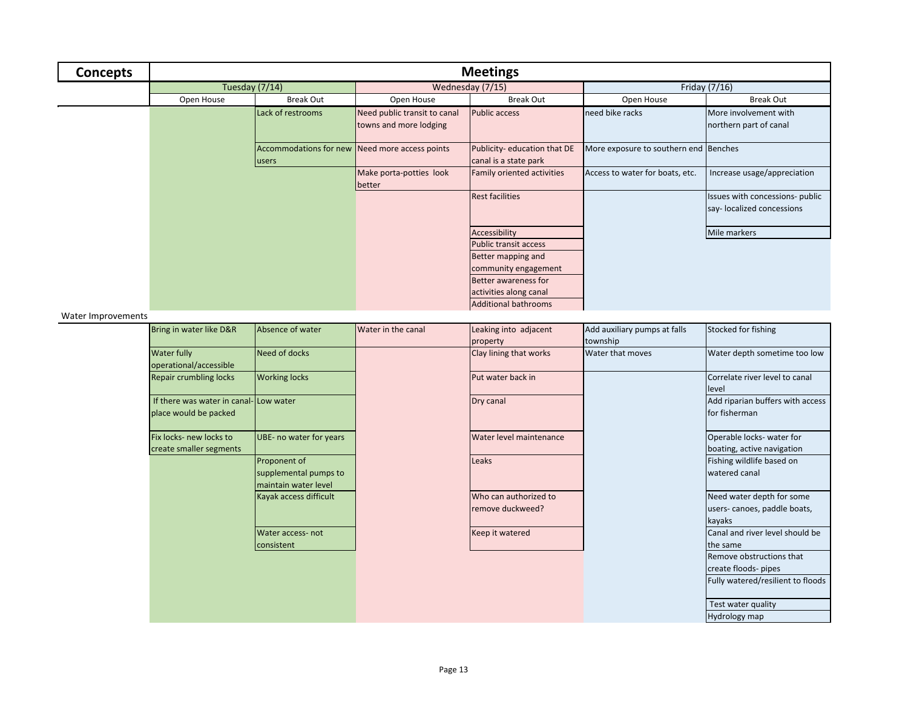| Concepts | Meetings | | | | | |
|---|---|---|---|---|---|---|
| | Tuesday (7/14) | | Wednesday (7/15) | | Friday (7/16) | |
| | Open House | Break Out | Open House | Break Out | Open House | Break Out |
| | | Lack of restrooms | Need public transit to canal towns and more lodging | Public access | need bike racks | More involvement with northern part of canal |
| | | Accommodations for new users | Need more access points | Publicity- education that DE canal is a state park | More exposure to southern end | Benches |
| | | | Make porta-potties look better | Family oriented activities | Access to water for boats, etc. | Increase usage/appreciation |
| | | | | Rest facilities | | Issues with concessions- public say- localized concessions |
| | | | | Accessibility | | Mile markers |
| | | | | Public transit access | | |
| | | | | Better mapping and community engagement | | |
| | | | | Better awareness for activities along canal | | |
| | | | | Additional bathrooms | | |
| Water Improvements | | | | | | |
| | Bring in water like D&R | Absence of water | Water in the canal | Leaking into adjacent property | Add auxiliary pumps at falls township | Stocked for fishing |
| | Water fully operational/accessible | Need of docks | | Clay lining that works | Water that moves | Water depth sometime too low |
| | Repair crumbling locks | Working locks | | Put water back in | | Correlate river level to canal level |
| | If there was water in canal- place would be packed | Low water | | Dry canal | | Add riparian buffers with access for fisherman |
| | Fix locks- new locks to create smaller segments | UBE- no water for years | | Water level maintenance | | Operable locks- water for boating, active navigation |
| | | Proponent of supplemental pumps to maintain water level | | Leaks | | Fishing wildlife based on watered canal |
| | | Kayak access difficult | | Who can authorized to remove duckweed? | | Need water depth for some users- canoes, paddle boats, kayaks |
| | | Water access- not consistent | | Keep it watered | | Canal and river level should be the same |
| | | | | | | Remove obstructions that create floods- pipes |
| | | | | | | Fully watered/resilient to floods |
| | | | | | | Test water quality |
| | | | | | | Hydrology map |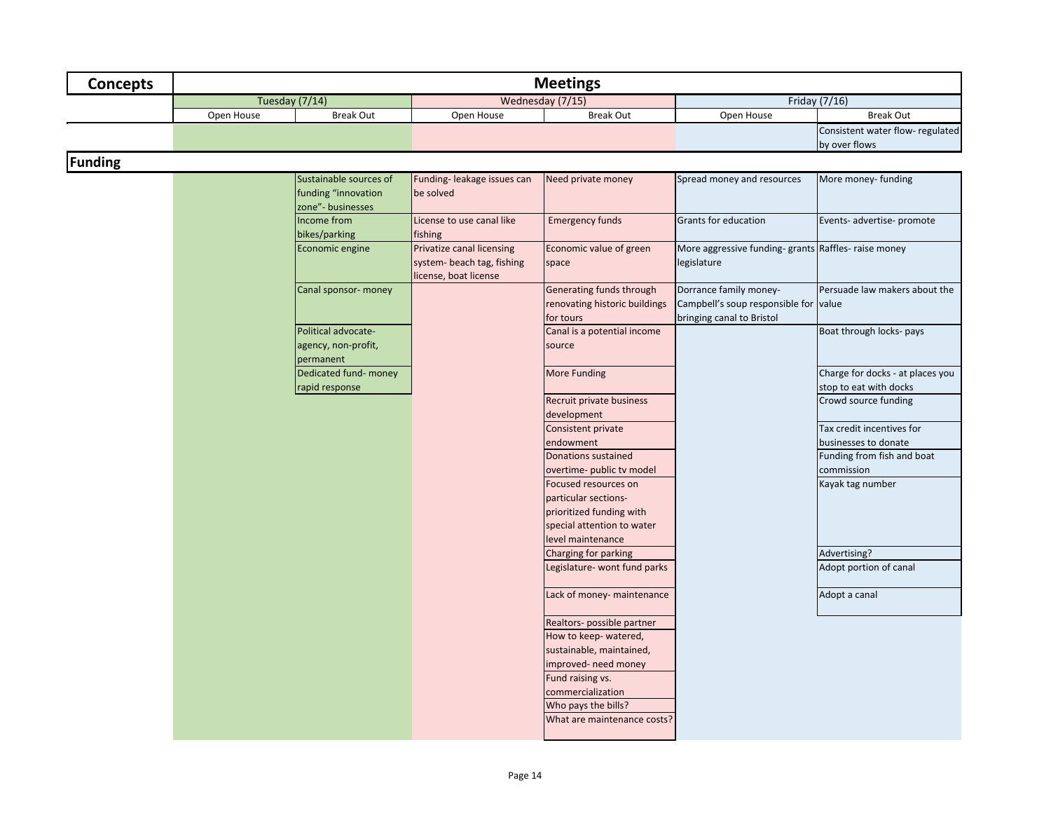| Concepts | Meetings | | | | | |
|---|---|---|---|---|---|---|
| | Tuesday (7/14) | | Wednesday (7/15) | | Friday (7/16) | |
| | Open House | Break Out | Open House | Break Out | Open House | Break Out |
| | | | | | | Consistent water flow- regulated by over flows |
| **Funding** | | | | | | |
| | | Sustainable sources of funding "innovation zone"- businesses | Funding- leakage issues can be solved | Need private money | Spread money and resources | More money- funding |
| | | Income from bikes/parking | License to use canal like fishing | Emergency funds | Grants for education | Events- advertise- promote |
| | | Economic engine | Privatize canal licensing system- beach tag, fishing license, boat license | Economic value of green space | More aggressive funding- grants legislature | Raffles- raise money |
| | | Canal sponsor- money | | Generating funds through renovating historic buildings for tours | Dorrance family money- Campbell's soup responsible for bringing canal to Bristol | Persuade law makers about the value |
| | | Political advocate- agency, non-profit, permanent | | Canal is a potential income source | | Boat through locks- pays |
| | | Dedicated fund- money rapid response | | More Funding | | Charge for docks - at places you stop to eat with docks |
| | | | | Recruit private business development | | Crowd source funding |
| | | | | Consistent private endowment | | Tax credit incentives for businesses to donate |
| | | | | Donations sustained overtime- public tv model | | Funding from fish and boat commission |
| | | | | Focused resources on particular sections- prioritized funding with special attention to water level maintenance | | Kayak tag number |
| | | | | Charging for parking | | Advertising? |
| | | | | Legislature- wont fund parks | | Adopt portion of canal |
| | | | | Lack of money- maintenance | | Adopt a canal |
| | | | | Realtors- possible partner | | |
| | | | | How to keep- watered, sustainable, maintained, improved- need money | | |
| | | | | Fund raising vs. commercialization | | |
| | | | | Who pays the bills? | | |
| | | | | What are maintenance costs? | | |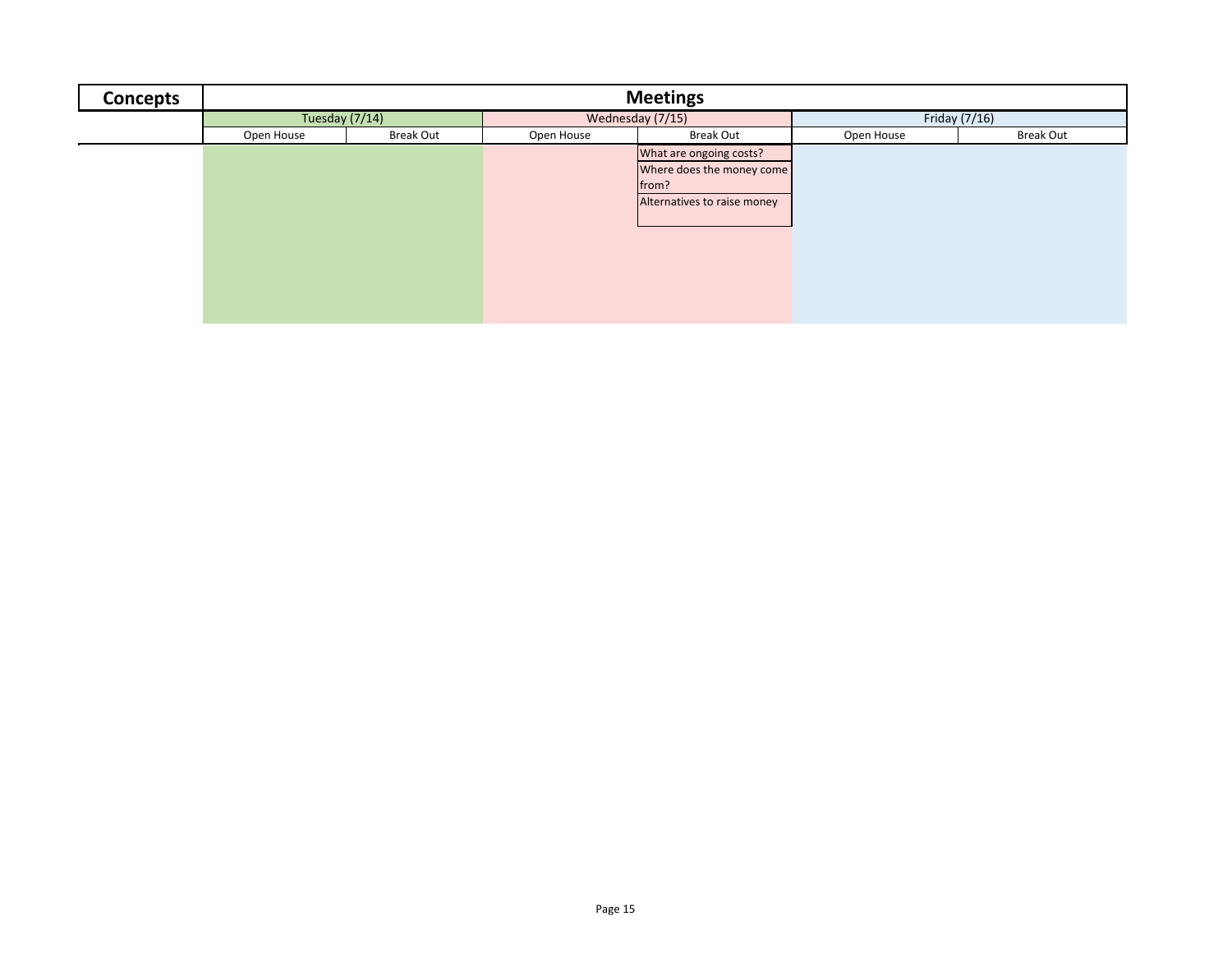| Concepts | Meetings | | | | | |
|---|---|---|---|---|---|---|
| | Tuesday (7/14) | | Wednesday (7/15) | | Friday (7/16) | |
| | Open House | Break Out | Open House | Break Out | Open House | Break Out |
| | | | | What are ongoing costs? | | |
| | | | | Where does the money come from? | | |
| | | | | Alternatives to raise money | | |